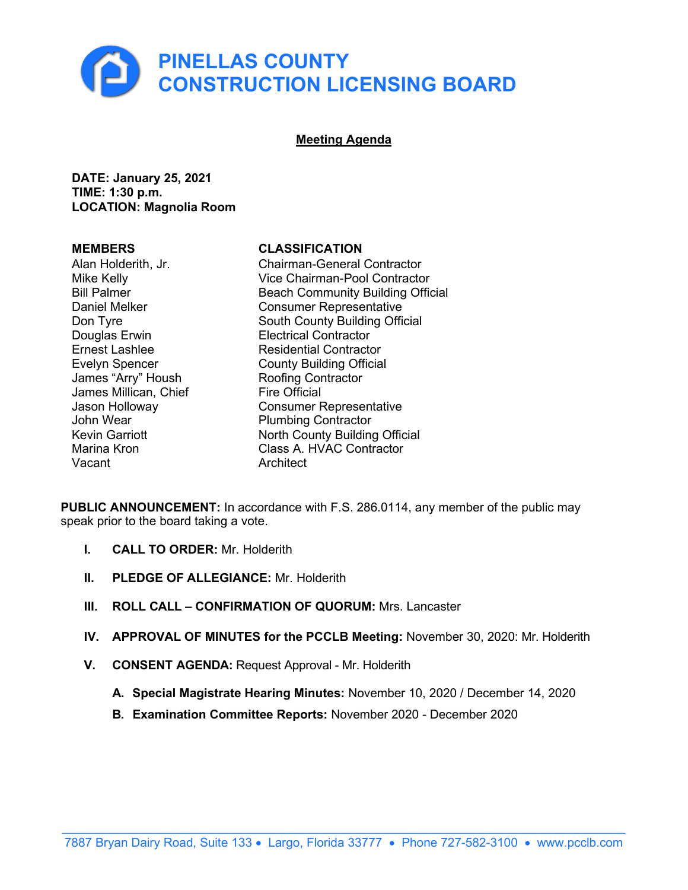# PINELLAS COUNTY CONSTRUCTION LICENSING BOARD

## Meeting Agenda

**DATE: January 25, 2021**
**TIME: 1:30 p.m.**
**LOCATION: Magnolia Room**

| MEMBERS | CLASSIFICATION |
|---|---|
| Alan Holderith, Jr. | Chairman-General Contractor |
| Mike Kelly | Vice Chairman-Pool Contractor |
| Bill Palmer | Beach Community Building Official |
| Daniel Melker | Consumer Representative |
| Don Tyre | South County Building Official |
| Douglas Erwin | Electrical Contractor |
| Ernest Lashlee | Residential Contractor |
| Evelyn Spencer | County Building Official |
| James "Arry" Housh | Roofing Contractor |
| James Millican, Chief | Fire Official |
| Jason Holloway | Consumer Representative |
| John Wear | Plumbing Contractor |
| Kevin Garriott | North County Building Official |
| Marina Kron | Class A. HVAC Contractor |
| Vacant | Architect |

**PUBLIC ANNOUNCEMENT:** In accordance with F.S. 286.0114, any member of the public may speak prior to the board taking a vote.

- **I. CALL TO ORDER:** Mr. Holderith
- **II. PLEDGE OF ALLEGIANCE:** Mr. Holderith
- **III. ROLL CALL – CONFIRMATION OF QUORUM:** Mrs. Lancaster
- **IV. APPROVAL OF MINUTES for the PCCLB Meeting:** November 30, 2020: Mr. Holderith
- **V. CONSENT AGENDA:** Request Approval - Mr. Holderith
  - **A. Special Magistrate Hearing Minutes:** November 10, 2020 / December 14, 2020
  - **B. Examination Committee Reports:** November 2020 - December 2020

7887 Bryan Dairy Road, Suite 133 • Largo, Florida 33777 • Phone 727-582-3100 • www.pcclb.com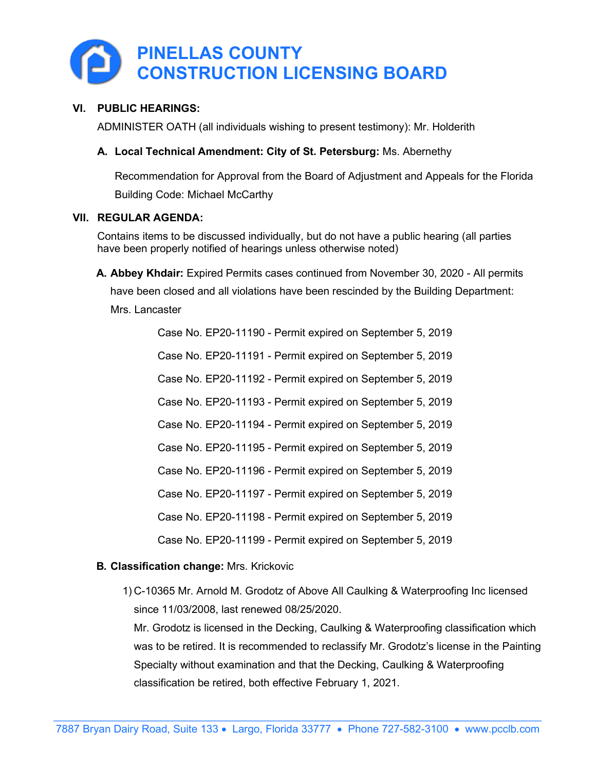# PINELLAS COUNTY CONSTRUCTION LICENSING BOARD

## VI. PUBLIC HEARINGS:

ADMINISTER OATH (all individuals wishing to present testimony): Mr. Holderith

### A. Local Technical Amendment: City of St. Petersburg: Ms. Abernethy

Recommendation for Approval from the Board of Adjustment and Appeals for the Florida Building Code: Michael McCarthy

## VII. REGULAR AGENDA:

Contains items to be discussed individually, but do not have a public hearing (all parties have been properly notified of hearings unless otherwise noted)

**A. Abbey Khdair:** Expired Permits cases continued from November 30, 2020 - All permits have been closed and all violations have been rescinded by the Building Department: Mrs. Lancaster

Case No. EP20-11190 - Permit expired on September 5, 2019

Case No. EP20-11191 - Permit expired on September 5, 2019

Case No. EP20-11192 - Permit expired on September 5, 2019

Case No. EP20-11193 - Permit expired on September 5, 2019

Case No. EP20-11194 - Permit expired on September 5, 2019

Case No. EP20-11195 - Permit expired on September 5, 2019

Case No. EP20-11196 - Permit expired on September 5, 2019

Case No. EP20-11197 - Permit expired on September 5, 2019

Case No. EP20-11198 - Permit expired on September 5, 2019

Case No. EP20-11199 - Permit expired on September 5, 2019

**B. Classification change:** Mrs. Krickovic

1) C-10365 Mr. Arnold M. Grodotz of Above All Caulking & Waterproofing Inc licensed since 11/03/2008, last renewed 08/25/2020.
   Mr. Grodotz is licensed in the Decking, Caulking & Waterproofing classification which was to be retired. It is recommended to reclassify Mr. Grodotz's license in the Painting Specialty without examination and that the Decking, Caulking & Waterproofing classification be retired, both effective February 1, 2021.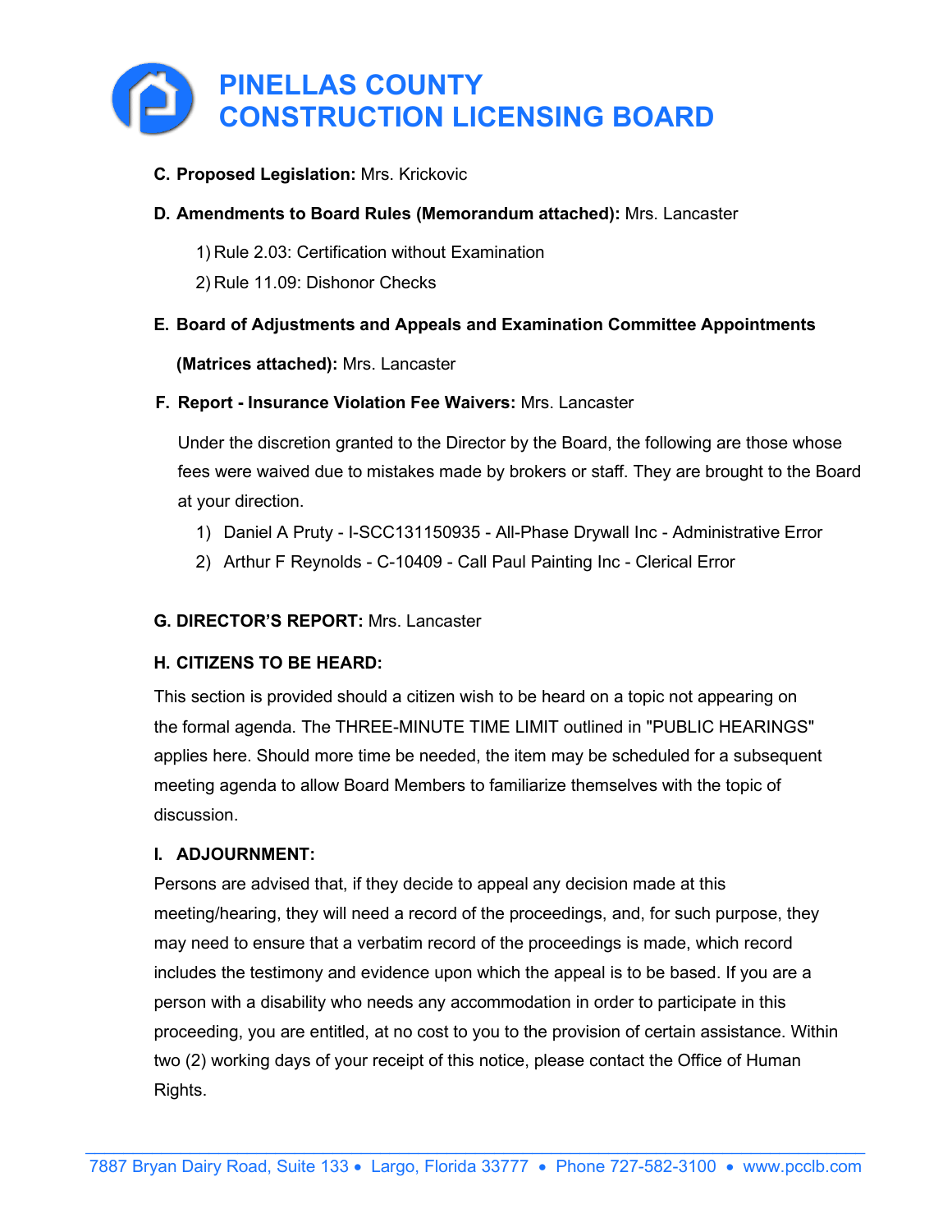**C. Proposed Legislation:** Mrs. Krickovic

**D. Amendments to Board Rules (Memorandum attached):** Mrs. Lancaster

1) Rule 2.03: Certification without Examination
2) Rule 11.09: Dishonor Checks

**E. Board of Adjustments and Appeals and Examination Committee Appointments (Matrices attached):** Mrs. Lancaster

**F. Report - Insurance Violation Fee Waivers:** Mrs. Lancaster

Under the discretion granted to the Director by the Board, the following are those whose fees were waived due to mistakes made by brokers or staff. They are brought to the Board at your direction.

1) Daniel A Pruty - I-SCC131150935 - All-Phase Drywall Inc - Administrative Error
2) Arthur F Reynolds - C-10409 - Call Paul Painting Inc - Clerical Error

**G. DIRECTOR'S REPORT:** Mrs. Lancaster

**H. CITIZENS TO BE HEARD:**

This section is provided should a citizen wish to be heard on a topic not appearing on the formal agenda. The THREE-MINUTE TIME LIMIT outlined in "PUBLIC HEARINGS" applies here. Should more time be needed, the item may be scheduled for a subsequent meeting agenda to allow Board Members to familiarize themselves with the topic of discussion.

**I. ADJOURNMENT:**

Persons are advised that, if they decide to appeal any decision made at this meeting/hearing, they will need a record of the proceedings, and, for such purpose, they may need to ensure that a verbatim record of the proceedings is made, which record includes the testimony and evidence upon which the appeal is to be based. If you are a person with a disability who needs any accommodation in order to participate in this proceeding, you are entitled, at no cost to you to the provision of certain assistance. Within two (2) working days of your receipt of this notice, please contact the Office of Human Rights.